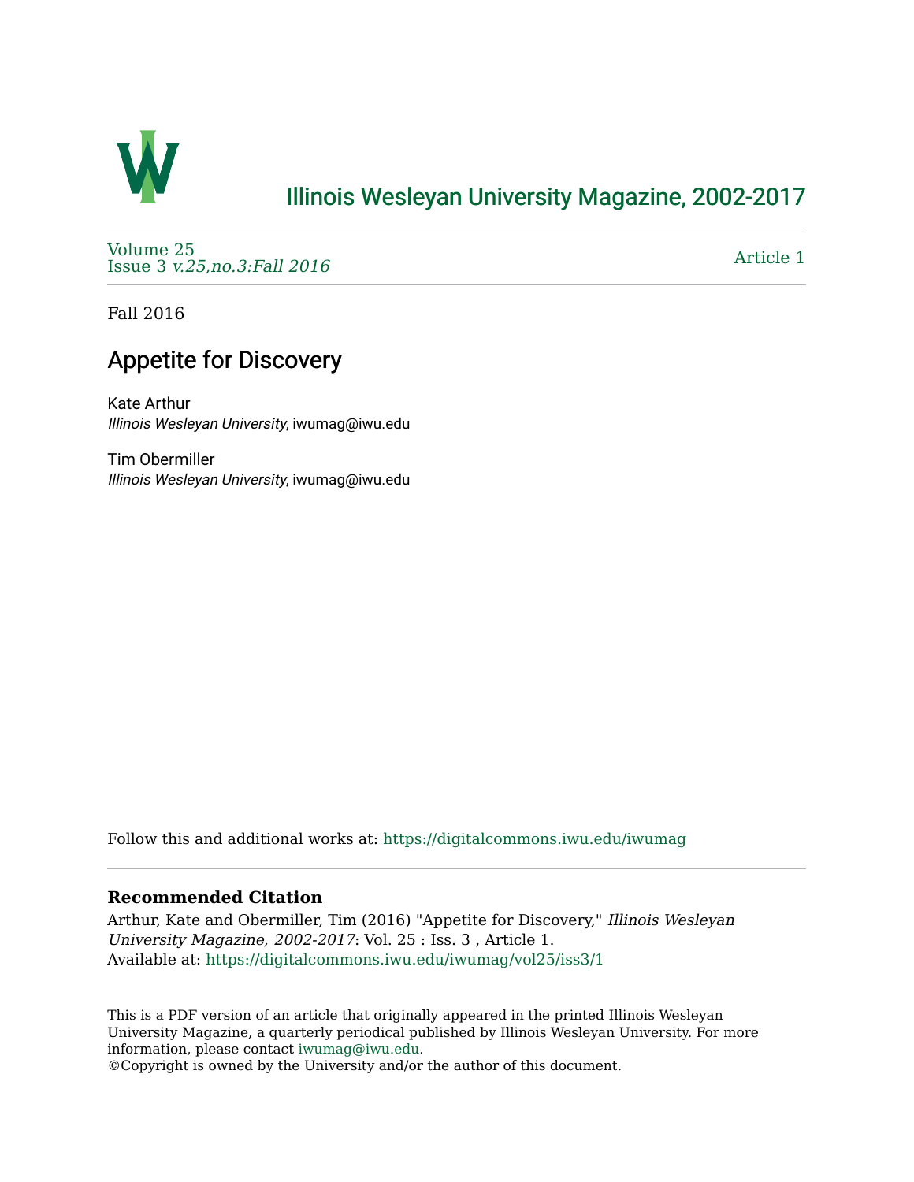# Illinois Wesleyan University Magazine, 2002-2017

Volume 25
Issue 3 *v.25,no.3:Fall 2016*

Article 1

Fall 2016

## Appetite for Discovery

Kate Arthur
*Illinois Wesleyan University*, iwumag@iwu.edu

Tim Obermiller
*Illinois Wesleyan University*, iwumag@iwu.edu

Follow this and additional works at: https://digitalcommons.iwu.edu/iwumag

**Recommended Citation**
Arthur, Kate and Obermiller, Tim (2016) "Appetite for Discovery," *Illinois Wesleyan University Magazine, 2002-2017*: Vol. 25 : Iss. 3 , Article 1.
Available at: https://digitalcommons.iwu.edu/iwumag/vol25/iss3/1

This is a PDF version of an article that originally appeared in the printed Illinois Wesleyan University Magazine, a quarterly periodical published by Illinois Wesleyan University. For more information, please contact iwumag@iwu.edu.
©Copyright is owned by the University and/or the author of this document.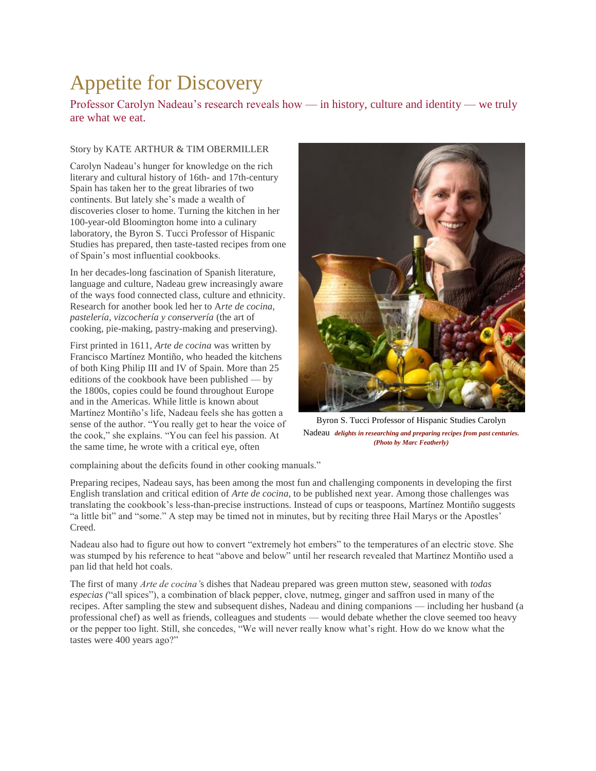# Appetite for Discovery

Professor Carolyn Nadeau's research reveals how — in history, culture and identity — we truly are what we eat.

Story by KATE ARTHUR & TIM OBERMILLER

Carolyn Nadeau's hunger for knowledge on the rich literary and cultural history of 16th- and 17th-century Spain has taken her to the great libraries of two continents. But lately she's made a wealth of discoveries closer to home. Turning the kitchen in her 100-year-old Bloomington home into a culinary laboratory, the Byron S. Tucci Professor of Hispanic Studies has prepared, then taste-tasted recipes from one of Spain's most influential cookbooks.

In her decades-long fascination of Spanish literature, language and culture, Nadeau grew increasingly aware of the ways food connected class, culture and ethnicity. Research for another book led her to A*rte de cocina, pastelería, vizcochería y conservería* (the art of cooking, pie-making, pastry-making and preserving).

First printed in 1611, *Arte de cocina* was written by Francisco Martínez Montiño, who headed the kitchens of both King Philip III and IV of Spain. More than 25 editions of the cookbook have been published — by the 1800s, copies could be found throughout Europe and in the Americas. While little is known about Martínez Montiño's life, Nadeau feels she has gotten a sense of the author. "You really get to hear the voice of the cook," she explains. "You can feel his passion. At the same time, he wrote with a critical eye, often complaining about the deficits found in other cooking manuals."

Byron S. Tucci Professor of Hispanic Studies Carolyn Nadeau ***delights in researching and preparing recipes from past centuries. (Photo by Marc Featherly)***

Preparing recipes, Nadeau says, has been among the most fun and challenging components in developing the first English translation and critical edition of *Arte de cocina*, to be published next year. Among those challenges was translating the cookbook's less-than-precise instructions. Instead of cups or teaspoons, Martínez Montiño suggests "a little bit" and "some." A step may be timed not in minutes, but by reciting three Hail Marys or the Apostles' Creed.

Nadeau also had to figure out how to convert "extremely hot embers" to the temperatures of an electric stove. She was stumped by his reference to heat "above and below" until her research revealed that Martínez Montiño used a pan lid that held hot coals.

The first of many *Arte de cocina'*s dishes that Nadeau prepared was green mutton stew, seasoned with *todas especias (*"all spices"), a combination of black pepper, clove, nutmeg, ginger and saffron used in many of the recipes. After sampling the stew and subsequent dishes, Nadeau and dining companions — including her husband (a professional chef) as well as friends, colleagues and students — would debate whether the clove seemed too heavy or the pepper too light. Still, she concedes, "We will never really know what's right. How do we know what the tastes were 400 years ago?"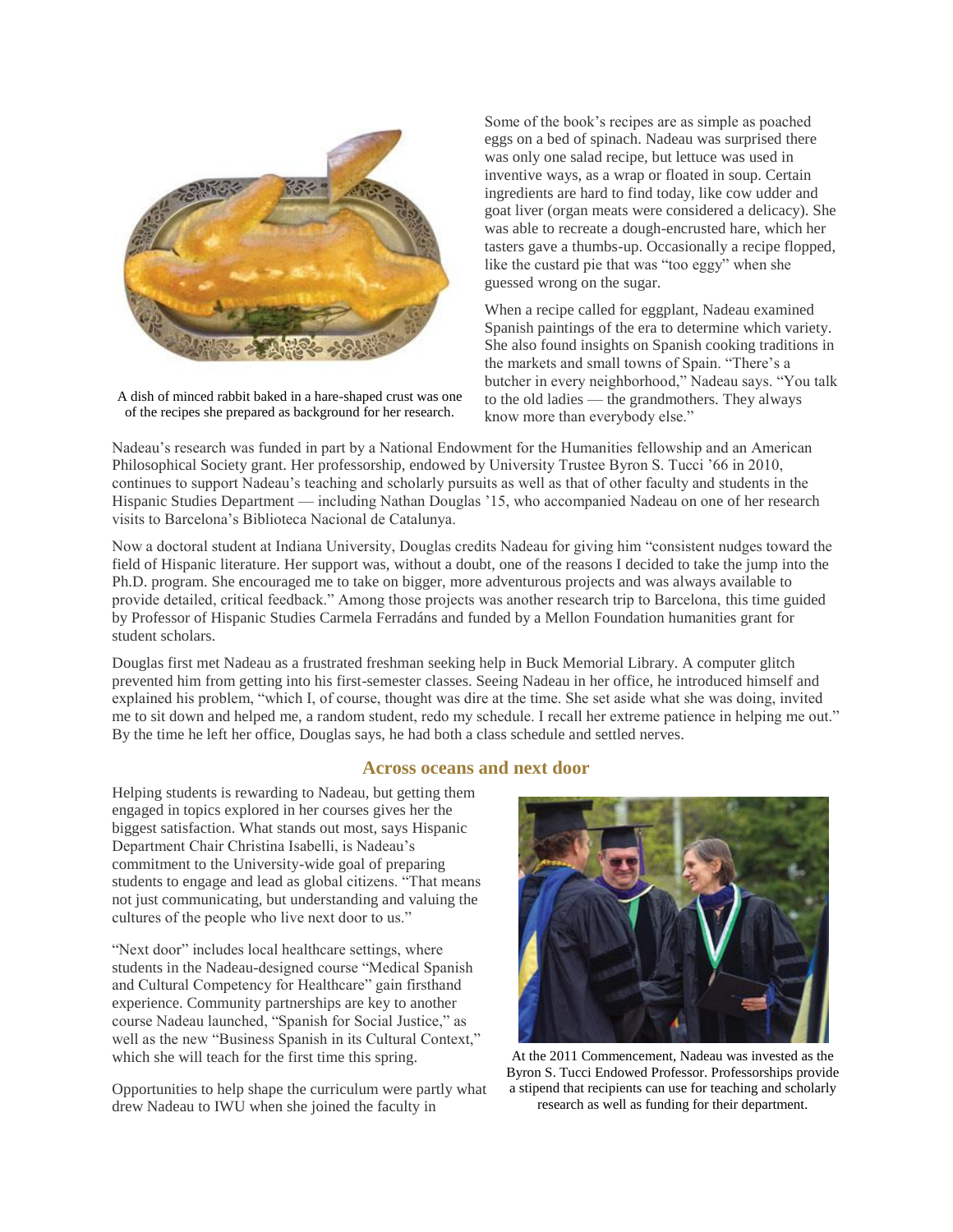A dish of minced rabbit baked in a hare-shaped crust was one of the recipes she prepared as background for her research.

Some of the book's recipes are as simple as poached eggs on a bed of spinach. Nadeau was surprised there was only one salad recipe, but lettuce was used in inventive ways, as a wrap or floated in soup. Certain ingredients are hard to find today, like cow udder and goat liver (organ meats were considered a delicacy). She was able to recreate a dough-encrusted hare, which her tasters gave a thumbs-up. Occasionally a recipe flopped, like the custard pie that was "too eggy" when she guessed wrong on the sugar.

When a recipe called for eggplant, Nadeau examined Spanish paintings of the era to determine which variety. She also found insights on Spanish cooking traditions in the markets and small towns of Spain. "There's a butcher in every neighborhood," Nadeau says. "You talk to the old ladies — the grandmothers. They always know more than everybody else."

Nadeau's research was funded in part by a National Endowment for the Humanities fellowship and an American Philosophical Society grant. Her professorship, endowed by University Trustee Byron S. Tucci '66 in 2010, continues to support Nadeau's teaching and scholarly pursuits as well as that of other faculty and students in the Hispanic Studies Department — including Nathan Douglas '15, who accompanied Nadeau on one of her research visits to Barcelona's Biblioteca Nacional de Catalunya.

Now a doctoral student at Indiana University, Douglas credits Nadeau for giving him "consistent nudges toward the field of Hispanic literature. Her support was, without a doubt, one of the reasons I decided to take the jump into the Ph.D. program. She encouraged me to take on bigger, more adventurous projects and was always available to provide detailed, critical feedback." Among those projects was another research trip to Barcelona, this time guided by Professor of Hispanic Studies Carmela Ferradáns and funded by a Mellon Foundation humanities grant for student scholars.

Douglas first met Nadeau as a frustrated freshman seeking help in Buck Memorial Library. A computer glitch prevented him from getting into his first-semester classes. Seeing Nadeau in her office, he introduced himself and explained his problem, "which I, of course, thought was dire at the time. She set aside what she was doing, invited me to sit down and helped me, a random student, redo my schedule. I recall her extreme patience in helping me out." By the time he left her office, Douglas says, he had both a class schedule and settled nerves.

## Across oceans and next door

Helping students is rewarding to Nadeau, but getting them engaged in topics explored in her courses gives her the biggest satisfaction. What stands out most, says Hispanic Department Chair Christina Isabelli, is Nadeau's commitment to the University-wide goal of preparing students to engage and lead as global citizens. "That means not just communicating, but understanding and valuing the cultures of the people who live next door to us."

"Next door" includes local healthcare settings, where students in the Nadeau-designed course "Medical Spanish and Cultural Competency for Healthcare" gain firsthand experience. Community partnerships are key to another course Nadeau launched, "Spanish for Social Justice," as well as the new "Business Spanish in its Cultural Context," which she will teach for the first time this spring.

At the 2011 Commencement, Nadeau was invested as the Byron S. Tucci Endowed Professor. Professorships provide a stipend that recipients can use for teaching and scholarly research as well as funding for their department.

Opportunities to help shape the curriculum were partly what drew Nadeau to IWU when she joined the faculty in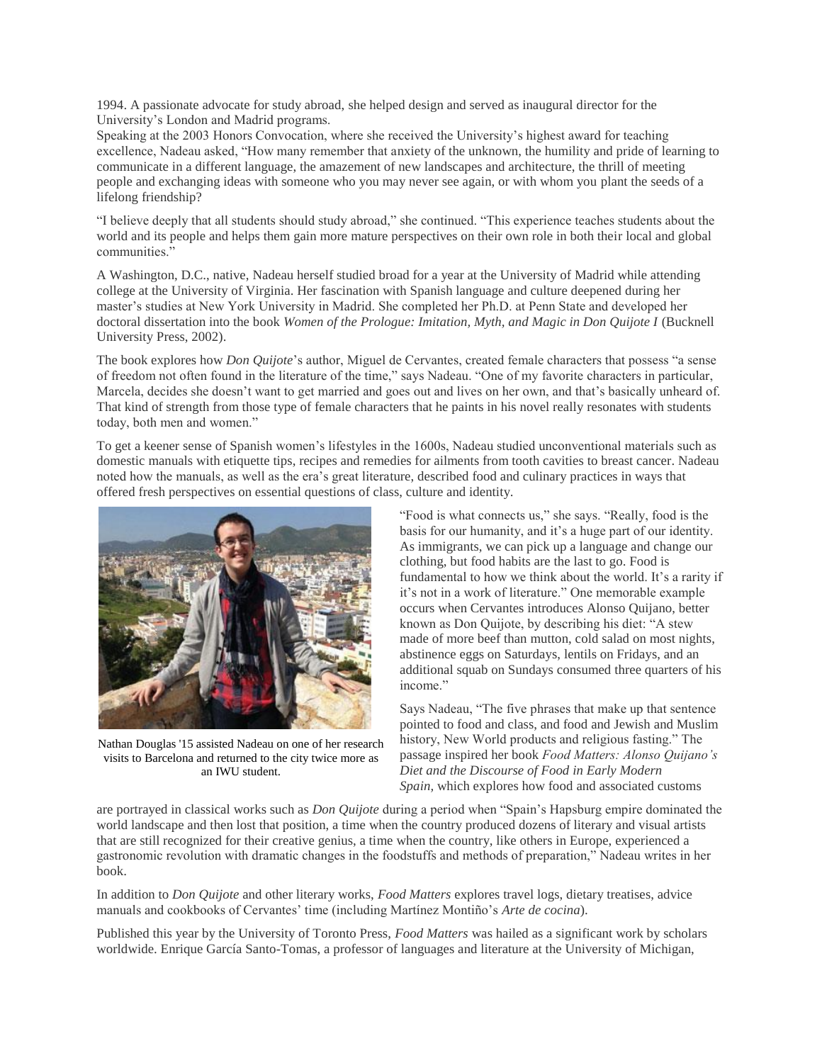1994. A passionate advocate for study abroad, she helped design and served as inaugural director for the University's London and Madrid programs.

Speaking at the 2003 Honors Convocation, where she received the University's highest award for teaching excellence, Nadeau asked, "How many remember that anxiety of the unknown, the humility and pride of learning to communicate in a different language, the amazement of new landscapes and architecture, the thrill of meeting people and exchanging ideas with someone who you may never see again, or with whom you plant the seeds of a lifelong friendship?

"I believe deeply that all students should study abroad," she continued. "This experience teaches students about the world and its people and helps them gain more mature perspectives on their own role in both their local and global communities."

A Washington, D.C., native, Nadeau herself studied broad for a year at the University of Madrid while attending college at the University of Virginia. Her fascination with Spanish language and culture deepened during her master's studies at New York University in Madrid. She completed her Ph.D. at Penn State and developed her doctoral dissertation into the book *Women of the Prologue: Imitation, Myth, and Magic in Don Quijote I* (Bucknell University Press, 2002).

The book explores how *Don Quijote*'s author, Miguel de Cervantes, created female characters that possess "a sense of freedom not often found in the literature of the time," says Nadeau. "One of my favorite characters in particular, Marcela, decides she doesn't want to get married and goes out and lives on her own, and that's basically unheard of. That kind of strength from those type of female characters that he paints in his novel really resonates with students today, both men and women."

To get a keener sense of Spanish women's lifestyles in the 1600s, Nadeau studied unconventional materials such as domestic manuals with etiquette tips, recipes and remedies for ailments from tooth cavities to breast cancer. Nadeau noted how the manuals, as well as the era's great literature, described food and culinary practices in ways that offered fresh perspectives on essential questions of class, culture and identity.

Nathan Douglas '15 assisted Nadeau on one of her research visits to Barcelona and returned to the city twice more as an IWU student.

"Food is what connects us," she says. "Really, food is the basis for our humanity, and it's a huge part of our identity. As immigrants, we can pick up a language and change our clothing, but food habits are the last to go. Food is fundamental to how we think about the world. It's a rarity if it's not in a work of literature." One memorable example occurs when Cervantes introduces Alonso Quijano, better known as Don Quijote, by describing his diet: "A stew made of more beef than mutton, cold salad on most nights, abstinence eggs on Saturdays, lentils on Fridays, and an additional squab on Sundays consumed three quarters of his income."

Says Nadeau, "The five phrases that make up that sentence pointed to food and class, and food and Jewish and Muslim history, New World products and religious fasting." The passage inspired her book *Food Matters: Alonso Quijano's Diet and the Discourse of Food in Early Modern Spain,* which explores how food and associated customs are portrayed in classical works such as *Don Quijote* during a period when "Spain's Hapsburg empire dominated the world landscape and then lost that position, a time when the country produced dozens of literary and visual artists that are still recognized for their creative genius, a time when the country, like others in Europe, experienced a gastronomic revolution with dramatic changes in the foodstuffs and methods of preparation," Nadeau writes in her book.

In addition to *Don Quijote* and other literary works, *Food Matters* explores travel logs, dietary treatises, advice manuals and cookbooks of Cervantes' time (including Martínez Montiño's *Arte de cocina*).

Published this year by the University of Toronto Press, *Food Matters* was hailed as a significant work by scholars worldwide. Enrique García Santo-Tomas, a professor of languages and literature at the University of Michigan,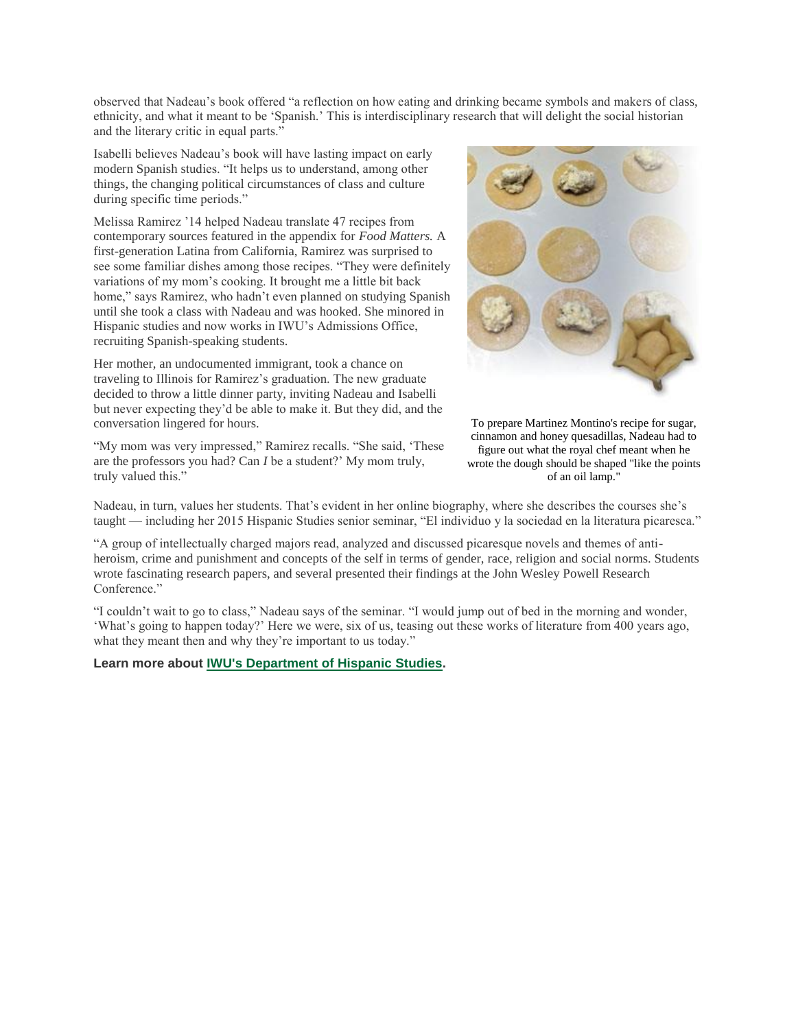observed that Nadeau's book offered "a reflection on how eating and drinking became symbols and makers of class, ethnicity, and what it meant to be 'Spanish.' This is interdisciplinary research that will delight the social historian and the literary critic in equal parts."

Isabelli believes Nadeau's book will have lasting impact on early modern Spanish studies. "It helps us to understand, among other things, the changing political circumstances of class and culture during specific time periods."

Melissa Ramirez '14 helped Nadeau translate 47 recipes from contemporary sources featured in the appendix for *Food Matters.* A first-generation Latina from California, Ramirez was surprised to see some familiar dishes among those recipes. "They were definitely variations of my mom's cooking. It brought me a little bit back home," says Ramirez, who hadn't even planned on studying Spanish until she took a class with Nadeau and was hooked. She minored in Hispanic studies and now works in IWU's Admissions Office, recruiting Spanish-speaking students.

Her mother, an undocumented immigrant, took a chance on traveling to Illinois for Ramirez's graduation. The new graduate decided to throw a little dinner party, inviting Nadeau and Isabelli but never expecting they'd be able to make it. But they did, and the conversation lingered for hours.

"My mom was very impressed," Ramirez recalls. "She said, 'These are the professors you had? Can *I* be a student?' My mom truly, truly valued this."

To prepare Martinez Montino's recipe for sugar, cinnamon and honey quesadillas, Nadeau had to figure out what the royal chef meant when he wrote the dough should be shaped "like the points of an oil lamp."

Nadeau, in turn, values her students. That's evident in her online biography, where she describes the courses she's taught — including her 2015 Hispanic Studies senior seminar, "El individuo y la sociedad en la literatura picaresca."

"A group of intellectually charged majors read, analyzed and discussed picaresque novels and themes of anti-heroism, crime and punishment and concepts of the self in terms of gender, race, religion and social norms. Students wrote fascinating research papers, and several presented their findings at the John Wesley Powell Research Conference."

"I couldn't wait to go to class," Nadeau says of the seminar. "I would jump out of bed in the morning and wonder, 'What's going to happen today?' Here we were, six of us, teasing out these works of literature from 400 years ago, what they meant then and why they're important to us today."

**Learn more about IWU's Department of Hispanic Studies.**